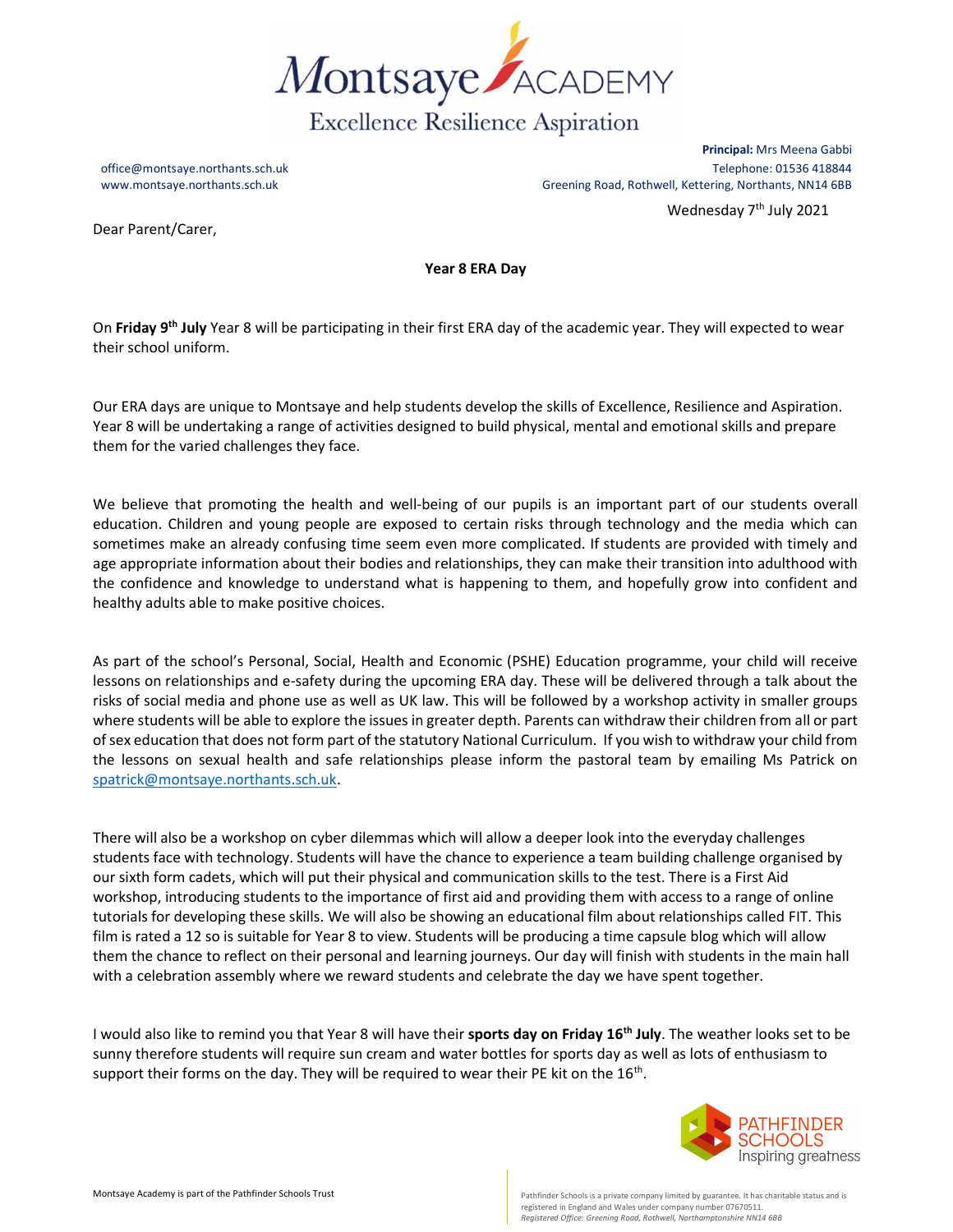Montsaye ACADEMY

Excellence Resilience Aspiration

office@montsaye.northants.sch.uk
www.montsaye.northants.sch.uk

**Principal:** Mrs Meena Gabbi
Telephone: 01536 418844
Greening Road, Rothwell, Kettering, Northants, NN14 6BB

Wednesday 7th July 2021

Dear Parent/Carer,

**Year 8 ERA Day**

On **Friday 9th July** Year 8 will be participating in their first ERA day of the academic year. They will expected to wear their school uniform.

Our ERA days are unique to Montsaye and help students develop the skills of Excellence, Resilience and Aspiration. Year 8 will be undertaking a range of activities designed to build physical, mental and emotional skills and prepare them for the varied challenges they face.

We believe that promoting the health and well-being of our pupils is an important part of our students overall education. Children and young people are exposed to certain risks through technology and the media which can sometimes make an already confusing time seem even more complicated. If students are provided with timely and age appropriate information about their bodies and relationships, they can make their transition into adulthood with the confidence and knowledge to understand what is happening to them, and hopefully grow into confident and healthy adults able to make positive choices.

As part of the school's Personal, Social, Health and Economic (PSHE) Education programme, your child will receive lessons on relationships and e-safety during the upcoming ERA day. These will be delivered through a talk about the risks of social media and phone use as well as UK law. This will be followed by a workshop activity in smaller groups where students will be able to explore the issues in greater depth. Parents can withdraw their children from all or part of sex education that does not form part of the statutory National Curriculum. If you wish to withdraw your child from the lessons on sexual health and safe relationships please inform the pastoral team by emailing Ms Patrick on spatrick@montsaye.northants.sch.uk.

There will also be a workshop on cyber dilemmas which will allow a deeper look into the everyday challenges students face with technology. Students will have the chance to experience a team building challenge organised by our sixth form cadets, which will put their physical and communication skills to the test. There is a First Aid workshop, introducing students to the importance of first aid and providing them with access to a range of online tutorials for developing these skills. We will also be showing an educational film about relationships called FIT. This film is rated a 12 so is suitable for Year 8 to view. Students will be producing a time capsule blog which will allow them the chance to reflect on their personal and learning journeys. Our day will finish with students in the main hall with a celebration assembly where we reward students and celebrate the day we have spent together.

I would also like to remind you that Year 8 will have their **sports day on Friday 16th July**. The weather looks set to be sunny therefore students will require sun cream and water bottles for sports day as well as lots of enthusiasm to support their forms on the day. They will be required to wear their PE kit on the 16th.

PATHFINDER SCHOOLS
Inspiring greatness

Montsaye Academy is part of the Pathfinder Schools Trust

Pathfinder Schools is a private company limited by guarantee. It has charitable status and is registered in England and Wales under company number 07670511.
*Registered Office: Greening Road, Rothwell, Northamptonshire NN14 6BB*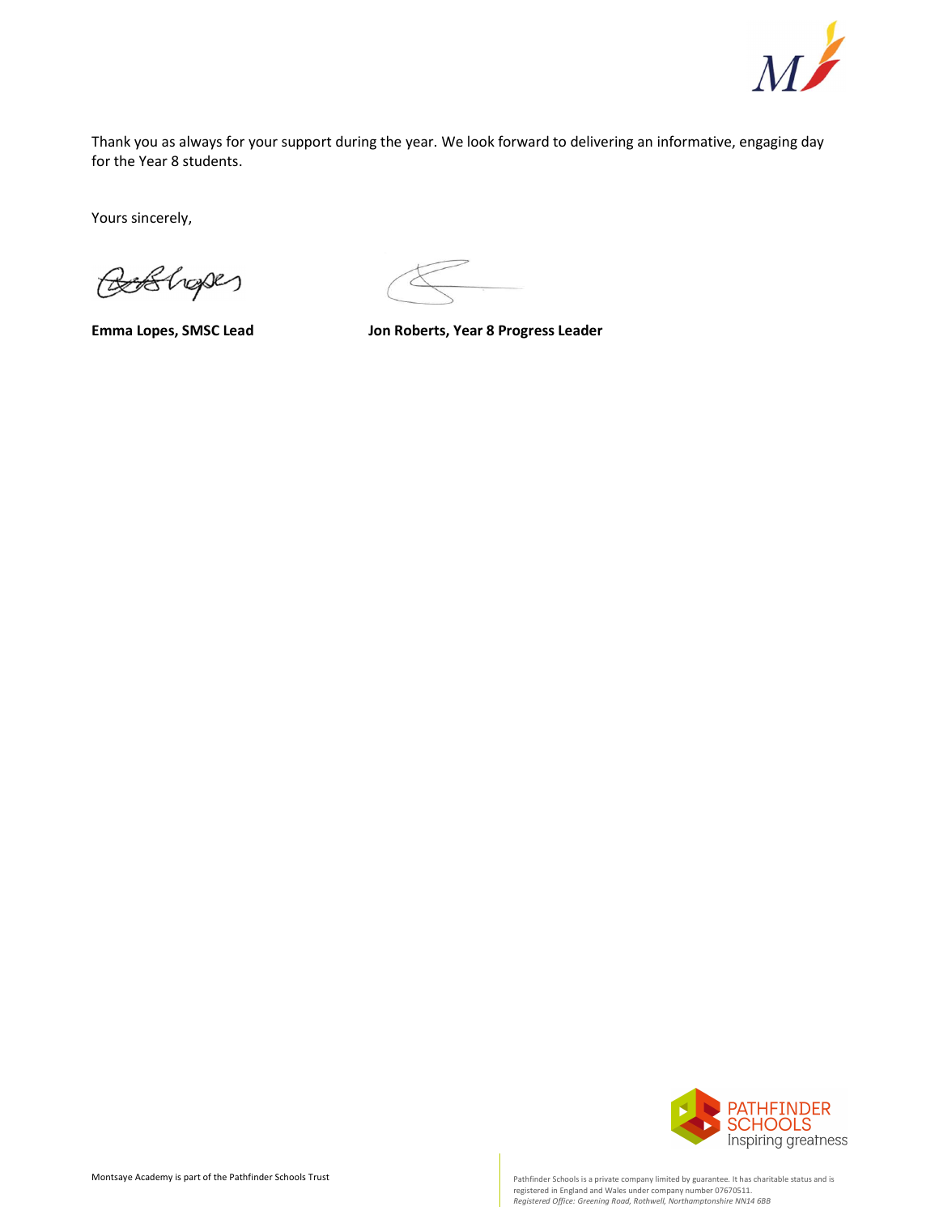Thank you as always for your support during the year. We look forward to delivering an informative, engaging day for the Year 8 students.

Yours sincerely,

**Emma Lopes, SMSC Lead**

**Jon Roberts, Year 8 Progress Leader**

Montsaye Academy is part of the Pathfinder Schools Trust

Pathfinder Schools is a private company limited by guarantee. It has charitable status and is registered in England and Wales under company number 07670511.
*Registered Office: Greening Road, Rothwell, Northamptonshire NN14 6BB*